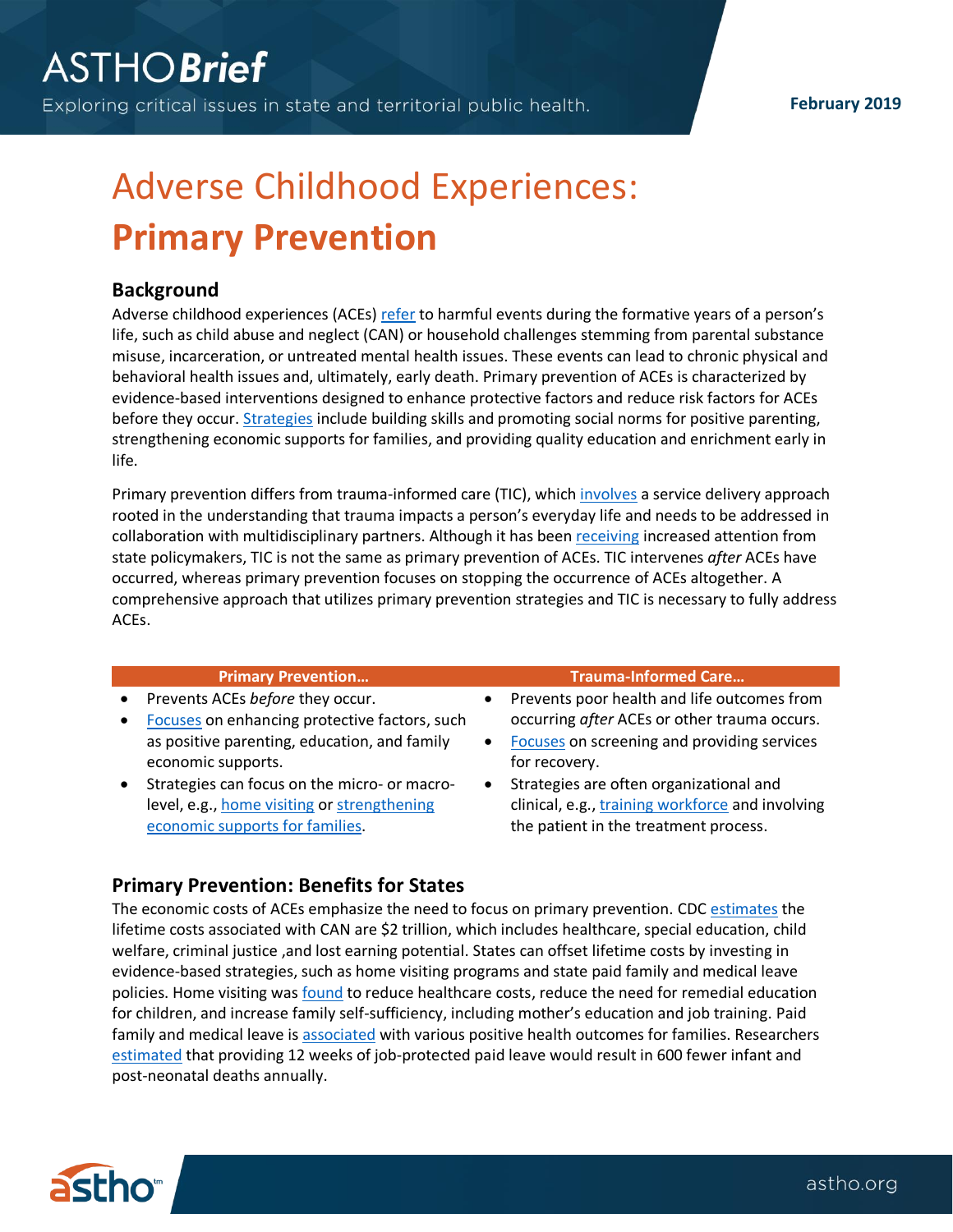# Adverse Childhood Experiences: Primary Prevention

## Background

Adverse childhood experiences (ACEs) refer to harmful events during the formative years of a person's life, such as child abuse and neglect (CAN) or household challenges stemming from parental substance misuse, incarceration, or untreated mental health issues. These events can lead to chronic physical and behavioral health issues and, ultimately, early death. Primary prevention of ACEs is characterized by evidence-based interventions designed to enhance protective factors and reduce risk factors for ACEs before they occur. Strategies include building skills and promoting social norms for positive parenting, strengthening economic supports for families, and providing quality education and enrichment early in life.

Primary prevention differs from trauma-informed care (TIC), which involves a service delivery approach rooted in the understanding that trauma impacts a person's everyday life and needs to be addressed in collaboration with multidisciplinary partners. Although it has been receiving increased attention from state policymakers, TIC is not the same as primary prevention of ACEs. TIC intervenes *after* ACEs have occurred, whereas primary prevention focuses on stopping the occurrence of ACEs altogether. A comprehensive approach that utilizes primary prevention strategies and TIC is necessary to fully address ACEs.

| Primary Prevention… | Trauma-Informed Care… |
|---|---|
| • Prevents ACEs *before* they occur.<br>• Focuses on enhancing protective factors, such as positive parenting, education, and family economic supports.<br>• Strategies can focus on the micro- or macro-level, e.g., home visiting or strengthening economic supports for families. | • Prevents poor health and life outcomes from occurring *after* ACEs or other trauma occurs.<br>• Focuses on screening and providing services for recovery.<br>• Strategies are often organizational and clinical, e.g., training workforce and involving the patient in the treatment process. |

## Primary Prevention: Benefits for States

The economic costs of ACEs emphasize the need to focus on primary prevention. CDC estimates the lifetime costs associated with CAN are $2 trillion, which includes healthcare, special education, child welfare, criminal justice ,and lost earning potential. States can offset lifetime costs by investing in evidence-based strategies, such as home visiting programs and state paid family and medical leave policies. Home visiting was found to reduce healthcare costs, reduce the need for remedial education for children, and increase family self-sufficiency, including mother's education and job training. Paid family and medical leave is associated with various positive health outcomes for families. Researchers estimated that providing 12 weeks of job-protected paid leave would result in 600 fewer infant and post-neonatal deaths annually.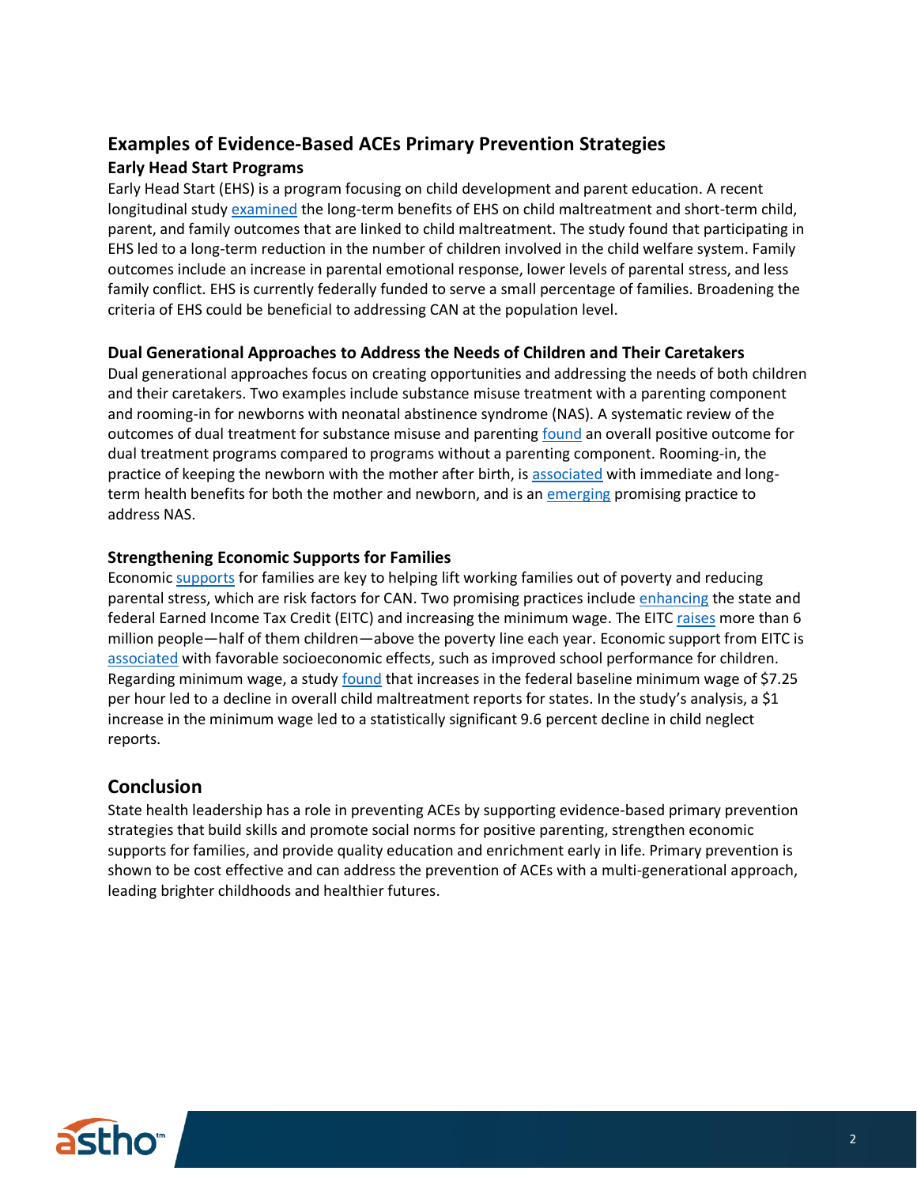## Examples of Evidence-Based ACEs Primary Prevention Strategies

### Early Head Start Programs

Early Head Start (EHS) is a program focusing on child development and parent education. A recent longitudinal study examined the long-term benefits of EHS on child maltreatment and short-term child, parent, and family outcomes that are linked to child maltreatment. The study found that participating in EHS led to a long-term reduction in the number of children involved in the child welfare system. Family outcomes include an increase in parental emotional response, lower levels of parental stress, and less family conflict. EHS is currently federally funded to serve a small percentage of families. Broadening the criteria of EHS could be beneficial to addressing CAN at the population level.

### Dual Generational Approaches to Address the Needs of Children and Their Caretakers

Dual generational approaches focus on creating opportunities and addressing the needs of both children and their caretakers. Two examples include substance misuse treatment with a parenting component and rooming-in for newborns with neonatal abstinence syndrome (NAS). A systematic review of the outcomes of dual treatment for substance misuse and parenting found an overall positive outcome for dual treatment programs compared to programs without a parenting component. Rooming-in, the practice of keeping the newborn with the mother after birth, is associated with immediate and long-term health benefits for both the mother and newborn, and is an emerging promising practice to address NAS.

### Strengthening Economic Supports for Families

Economic supports for families are key to helping lift working families out of poverty and reducing parental stress, which are risk factors for CAN. Two promising practices include enhancing the state and federal Earned Income Tax Credit (EITC) and increasing the minimum wage. The EITC raises more than 6 million people—half of them children—above the poverty line each year. Economic support from EITC is associated with favorable socioeconomic effects, such as improved school performance for children. Regarding minimum wage, a study found that increases in the federal baseline minimum wage of $7.25 per hour led to a decline in overall child maltreatment reports for states. In the study's analysis, a $1 increase in the minimum wage led to a statistically significant 9.6 percent decline in child neglect reports.

## Conclusion

State health leadership has a role in preventing ACEs by supporting evidence-based primary prevention strategies that build skills and promote social norms for positive parenting, strengthen economic supports for families, and provide quality education and enrichment early in life. Primary prevention is shown to be cost effective and can address the prevention of ACEs with a multi-generational approach, leading brighter childhoods and healthier futures.